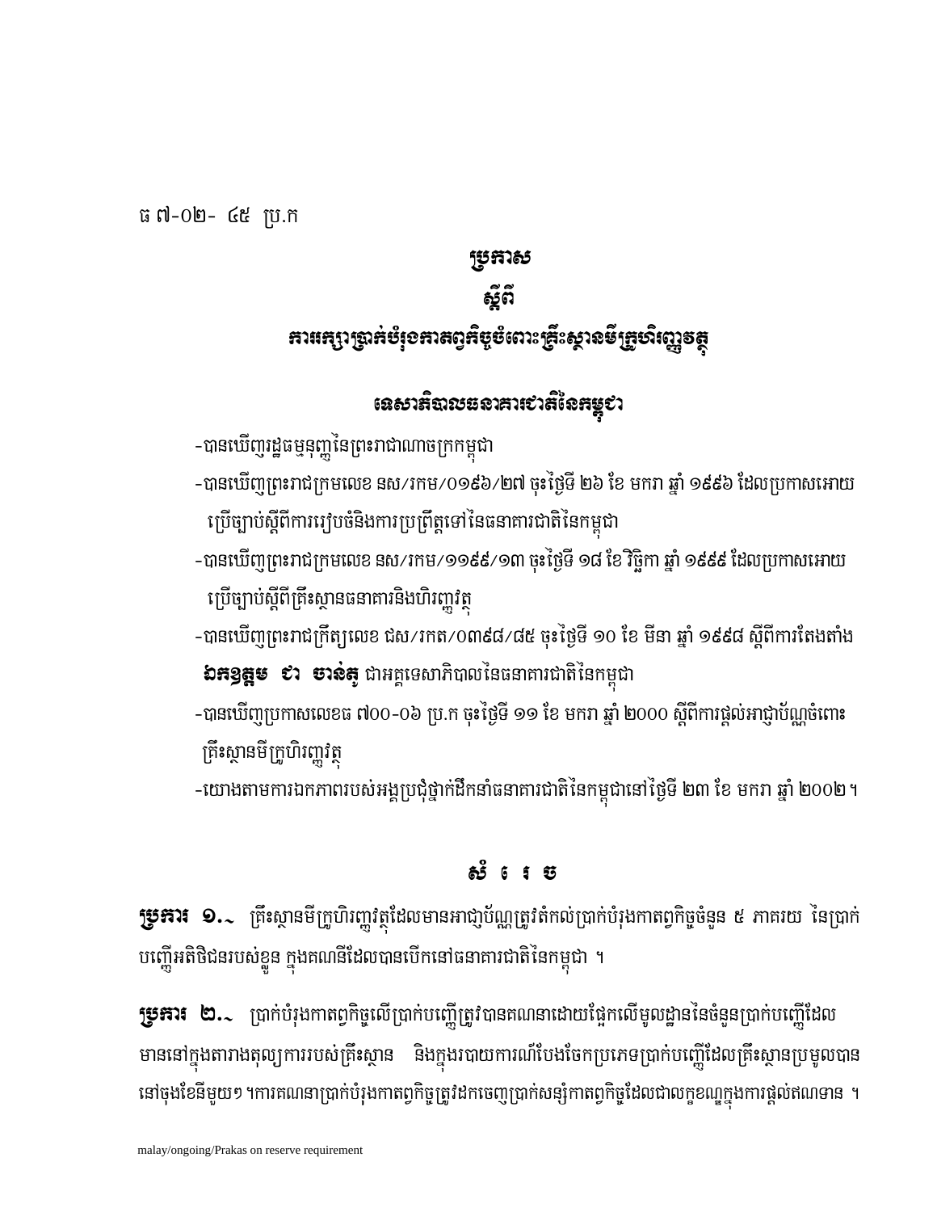ធ ៧-០២- ៤៥ ប្រ.ក

# ប្រកាស
# ស្តីពី
# ការតម្កល់ប្រាក់បំរុងកាតព្វកិច្ចចំពោះគ្រឹះស្ថានមីក្រូហិរញ្ញវត្ថុ

## ទេសាភិបាលធនាគារជាតិនៃកម្ពុជា

-បានឃើញរដ្ឋធម្មនុញ្ញនៃព្រះរាជាណាចក្រកម្ពុជា

-បានឃើញព្រះរាជក្រមលេខ នស/រកម/០១៩៦/២៧ ចុះថ្ងៃទី ២៦ ខែ មករា ឆ្នាំ ១៩៩៦ ដែលប្រកាសអោយប្រើច្បាប់ស្តីពីការរៀបចំនិងការប្រព្រឹត្តទៅនៃធនាគារជាតិនៃកម្ពុជា

-បានឃើញព្រះរាជក្រមលេខ នស/រកម/១១៩៩/១៣ ចុះថ្ងៃទី ១៨ ខែ វិច្ឆិកា ឆ្នាំ ១៩៩៩ ដែលប្រកាសអោយប្រើច្បាប់ស្តីពីគ្រឹះស្ថានធនាគារនិងហិរញ្ញវត្ថុ

-បានឃើញព្រះរាជក្រឹត្យលេខ ជស/រកត/០៣៩៨/៨៥ ចុះថ្ងៃទី ១០ ខែ មីនា ឆ្នាំ ១៩៩៨ ស្តីពីការតែងតាំង **ឯកឧត្តម ជា ចាន់តូ** ជាអគ្គទេសាភិបាលនៃធនាគារជាតិនៃកម្ពុជា

-បានឃើញប្រកាសលេខធ ៧០០-០៦ ប្រ.ក ចុះថ្ងៃទី ១១ ខែ មករា ឆ្នាំ ២០០០ ស្តីពីការផ្តល់អាជ្ញាប័ណ្ណចំពោះគ្រឹះស្ថានមីក្រូហិរញ្ញវត្ថុ

-យោងតាមការឯកភាពរបស់អង្គប្រជុំថ្នាក់ដឹកនាំធនាគារជាតិនៃកម្ពុជានៅថ្ងៃទី ២៣ ខែ មករា ឆ្នាំ ២០០២ ។

## សំរេច

**ប្រការ ១.-** គ្រឹះស្ថានមីក្រូហិរញ្ញវត្ថុដែលមានអាជ្ញាប័ណ្ណត្រូវតំកល់ប្រាក់បំរុងកាតព្វកិច្ចចំនួន ៥ ភាគរយ នៃប្រាក់បញ្ញើអតិថិជនរបស់ខ្លួន ក្នុងគណនីដែលបានបើកនៅធនាគារជាតិនៃកម្ពុជា ។

**ប្រការ ២.-** ប្រាក់បំរុងកាតព្វកិច្ចលើប្រាក់បញ្ញើត្រូវបានគណនាដោយផ្អែកលើមូលដ្ឋាននៃចំនួនប្រាក់បញ្ញើដែលមាននៅក្នុងតារាងតុល្យការរបស់គ្រឹះស្ថាន និងក្នុងរបាយការណ៍បែងចែកប្រភេទប្រាក់បញ្ញើដែលគ្រឹះស្ថានប្រមូលបាននៅចុងខែនីមួយៗ ។ការគណនាប្រាក់បំរុងកាតព្វកិច្ចត្រូវដកចេញប្រាក់សន្សំកាតព្វកិច្ចដែលជាលក្ខខណ្ឌក្នុងការផ្តល់ឥណទាន ។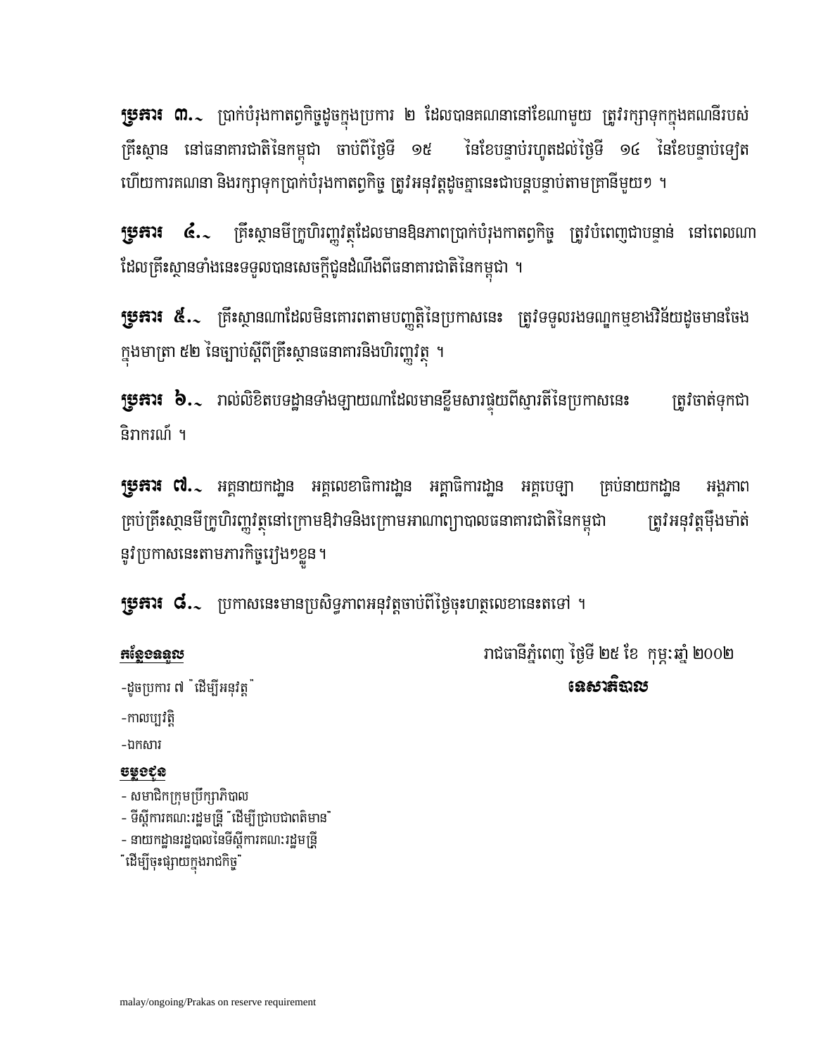**ប្រការ ៣.~** ប្រាក់បំរុងកាតព្វកិច្ចដូចក្នុងប្រការ ២ ដែលបានគណនានៅខែណាមួយ ត្រូវរក្សាទុកក្នុងគណនីរបស់គ្រឹះស្ថាន នៅធនាគារជាតិនៃកម្ពុជា ចាប់ពីថ្ងៃទី ១៥ នៃខែបន្ទាប់រហូតដល់ថ្ងៃទី ១៤ នៃខែបន្ទាប់ទៀត ហើយការគណនា និងរក្សាទុកប្រាក់បំរុងកាតព្វកិច្ច ត្រូវអនុវត្តដូចគ្នានេះជាបន្តបន្ទាប់តាមគ្រានីមួយៗ ។

**ប្រការ ៤.~** គ្រឹះស្ថានមីក្រូហិរញ្ញវត្ថុដែលមានឱនភាពប្រាក់បំរុងកាតព្វកិច្ច ត្រូវបំពេញជាបន្ទាន់ នៅពេលណាដែលគ្រឹះស្ថានទាំងនេះទទួលបានសេចក្តីជូនដំណឹងពីធនាគារជាតិនៃកម្ពុជា ។

**ប្រការ ៥.~** គ្រឹះស្ថានណាដែលមិនគោរពតាមបញ្ញត្តិនៃប្រកាសនេះ ត្រូវទទួលរងទណ្ឌកម្មខាងវិន័យដូចមានចែងក្នុងមាត្រា ៥២ នៃច្បាប់ស្តីពីគ្រឹះស្ថានធនាគារនិងហិរញ្ញវត្ថុ ។

**ប្រការ ៦.~** រាល់លិខិតបទដ្ឋានទាំងឡាយណាដែលមានខ្លឹមសារផ្ទុយពីស្មារតីនៃប្រកាសនេះ ត្រូវចាត់ទុកជានិរាករណ៍ ។

**ប្រការ ៧.~** អគ្គនាយកដ្ឋាន អគ្គលេខាធិការដ្ឋាន អគ្គាធិការដ្ឋាន អគ្គបេឡា គ្រប់នាយកដ្ឋាន អង្គភាព គ្រប់គ្រឹះស្ថានមីក្រូហិរញ្ញវត្ថុនៅក្រោមឱវាទនិងក្រោមអាណាព្យាបាលធនាគារជាតិនៃកម្ពុជា ត្រូវអនុវត្តម៉ឺងម៉ាត់នូវប្រកាសនេះតាមភារកិច្ចរៀងៗខ្លួន ។

**ប្រការ ៨.~** ប្រកាសនេះមានប្រសិទ្ធភាពអនុវត្តចាប់ពីថ្ងៃចុះហត្ថលេខានេះតទៅ ។

រាជធានីភ្នំពេញ ថ្ងៃទី ២៥ ខែ កុម្ភៈ ឆ្នាំ ២០០២

**ទេសាភិបាល**

**<u>កន្លែងទទួល</u>**

-ដូចប្រការ ៧ "ដើម្បីអនុវត្ត"

-កាលប្បវត្តិ

-ឯកសារ

**<u>ចម្លងជូន</u>**

- សមាជិកក្រុមប្រឹក្សាភិបាល
- ទីស្តីការគណៈរដ្ឋមន្ត្រី "ដើម្បីជ្រាបជាពត៌មាន"
- នាយកដ្ឋានរដ្ឋបាលនៃទីស្តីការគណៈរដ្ឋមន្ត្រី

"ដើម្បីចុះផ្សាយក្នុងរាជកិច្ច"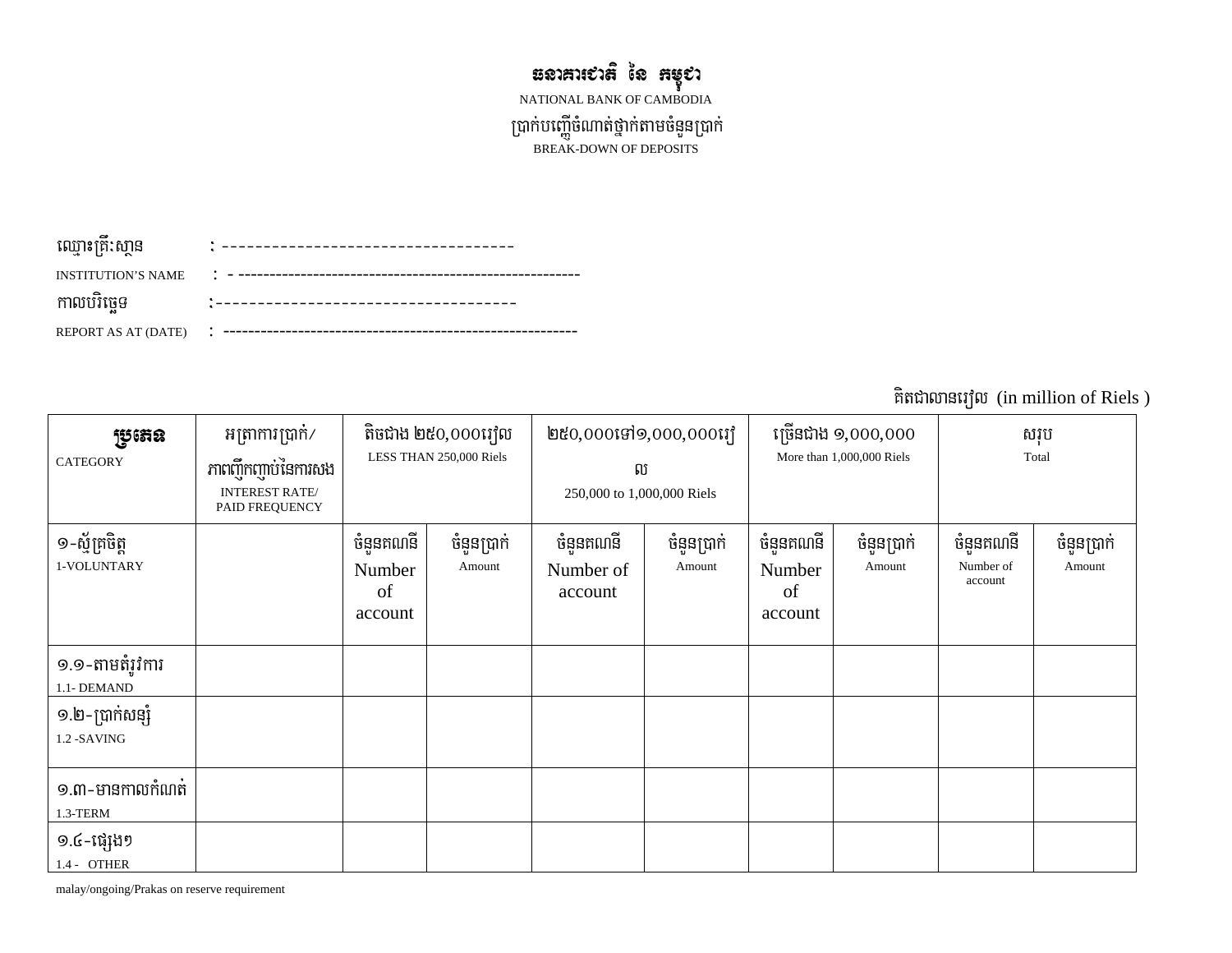# ធនាគារជាតិ នៃ កម្ពុជា

NATIONAL BANK OF CAMBODIA

## ប្រាក់បញ្ញើចំណាត់ថ្នាក់តាមចំនួនប្រាក់

BREAK-DOWN OF DEPOSITS

ឈ្មោះគ្រឹះស្ថាន : -----------------------------------

INSTITUTION'S NAME : - -------------------------------------------------------

កាលបរិច្ឆេទ :------------------------------------

REPORT AS AT (DATE) : --------------------------------------------------------

គិតជាលានរៀល (in million of Riels )

| ប្រភេទ CATEGORY | អត្រាការប្រាក់/ ភាពញឹកញាប់នៃការសង INTEREST RATE/ PAID FREQUENCY | តិចជាង ២៥០,០០០រៀល LESS THAN 250,000 Riels | | ២៥០,០០០ទៅ១,០០០,០០០រៀល 250,000 to 1,000,000 Riels | | ច្រើនជាង ១,០០០,០០០ More than 1,000,000 Riels | | សរុប Total | |
|---|---|---|---|---|---|---|---|---|---|
| ១-ស្ម័គ្រចិត្ត 1-VOLUNTARY | | ចំនួនគណនី Number of account | ចំនួនប្រាក់ Amount | ចំនួនគណនី Number of account | ចំនួនប្រាក់ Amount | ចំនួនគណនី Number of account | ចំនួនប្រាក់ Amount | ចំនួនគណនី Number of account | ចំនួនប្រាក់ Amount |
| ១.១-តាមតំរូវការ 1.1- DEMAND | | | | | | | | | |
| ១.២-ប្រាក់សន្សំ 1.2 -SAVING | | | | | | | | | |
| ១.៣-មានកាលកំណត់ 1.3-TERM | | | | | | | | | |
| ១.៤-ផ្សេងៗ 1.4 - OTHER | | | | | | | | | |

malay/ongoing/Prakas on reserve requirement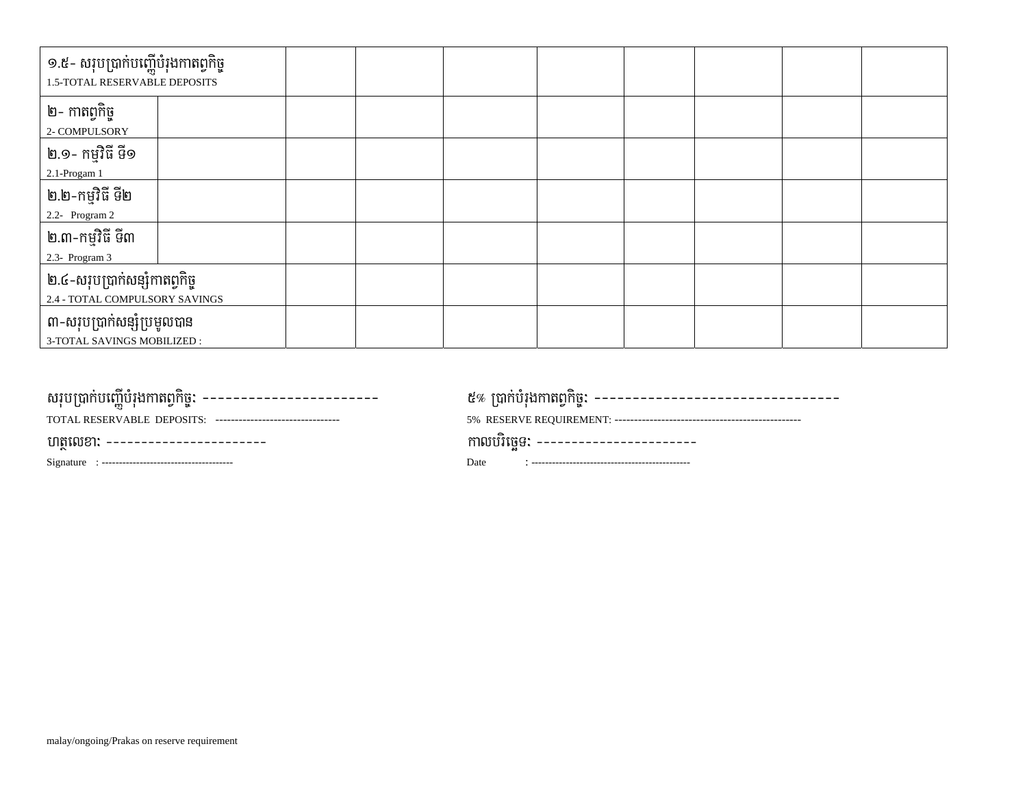| | | | | | | | | | |
|---|---|---|---|---|---|---|---|---|---|
| ១.៥- សរុបប្រាក់បញ្ញើបំរុងកាតព្វកិច្ច<br>1.5-TOTAL RESERVABLE DEPOSITS | | | | | | | | | |
| ២- កាតព្វកិច្ច<br>2- COMPULSORY | | | | | | | | | |
| ២.១- កម្មវិធី ទី១<br>2.1-Progam 1 | | | | | | | | | |
| ២.២-កម្មវិធី ទី២<br>2.2- Program 2 | | | | | | | | | |
| ២.៣-កម្មវិធី ទី៣<br>2.3- Program 3 | | | | | | | | | |
| ២.៤-សរុបប្រាក់សន្សំកាតព្វកិច្ច<br>2.4 - TOTAL COMPULSORY SAVINGS | | | | | | | | | |
| ៣-សរុបប្រាក់សន្សំប្រមូលបាន<br>3-TOTAL SAVINGS MOBILIZED : | | | | | | | | | |

សរុបប្រាក់បញ្ញើបំរុងកាតព្វកិច្ច: -----------------------
TOTAL RESERVABLE DEPOSITS: ---------------------------------

៥% ប្រាក់បំរុងកាតព្វកិច្ច: --------------------------------
5% RESERVE REQUIREMENT: -------------------------------------------------

ហត្ថលេខា: -----------------------
Signature : -------------------------------------

កាលបរិច្ឆេទ: -----------------------
Date : ---------------------------------------------

malay/ongoing/Prakas on reserve requirement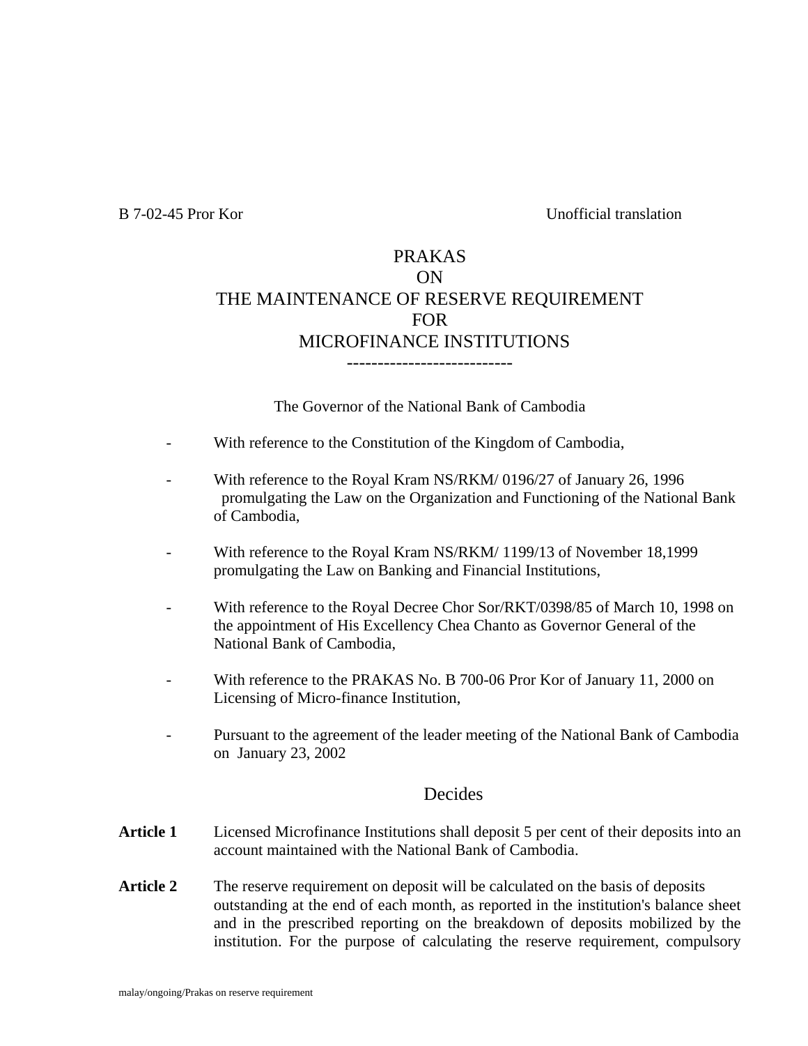B 7-02-45 Pror Kor                                                                 Unofficial translation

# PRAKAS
# ON
# THE MAINTENANCE OF RESERVE REQUIREMENT
# FOR
# MICROFINANCE INSTITUTIONS

---------------------------

The Governor of the National Bank of Cambodia

- With reference to the Constitution of the Kingdom of Cambodia,
- With reference to the Royal Kram NS/RKM/ 0196/27 of January 26, 1996 promulgating the Law on the Organization and Functioning of the National Bank of Cambodia,
- With reference to the Royal Kram NS/RKM/ 1199/13 of November 18,1999 promulgating the Law on Banking and Financial Institutions,
- With reference to the Royal Decree Chor Sor/RKT/0398/85 of March 10, 1998 on the appointment of His Excellency Chea Chanto as Governor General of the National Bank of Cambodia,
- With reference to the PRAKAS No. B 700-06 Pror Kor of January 11, 2000 on Licensing of Micro-finance Institution,
- Pursuant to the agreement of the leader meeting of the National Bank of Cambodia on January 23, 2002

## Decides

**Article 1** Licensed Microfinance Institutions shall deposit 5 per cent of their deposits into an account maintained with the National Bank of Cambodia.

**Article 2** The reserve requirement on deposit will be calculated on the basis of deposits outstanding at the end of each month, as reported in the institution's balance sheet and in the prescribed reporting on the breakdown of deposits mobilized by the institution. For the purpose of calculating the reserve requirement, compulsory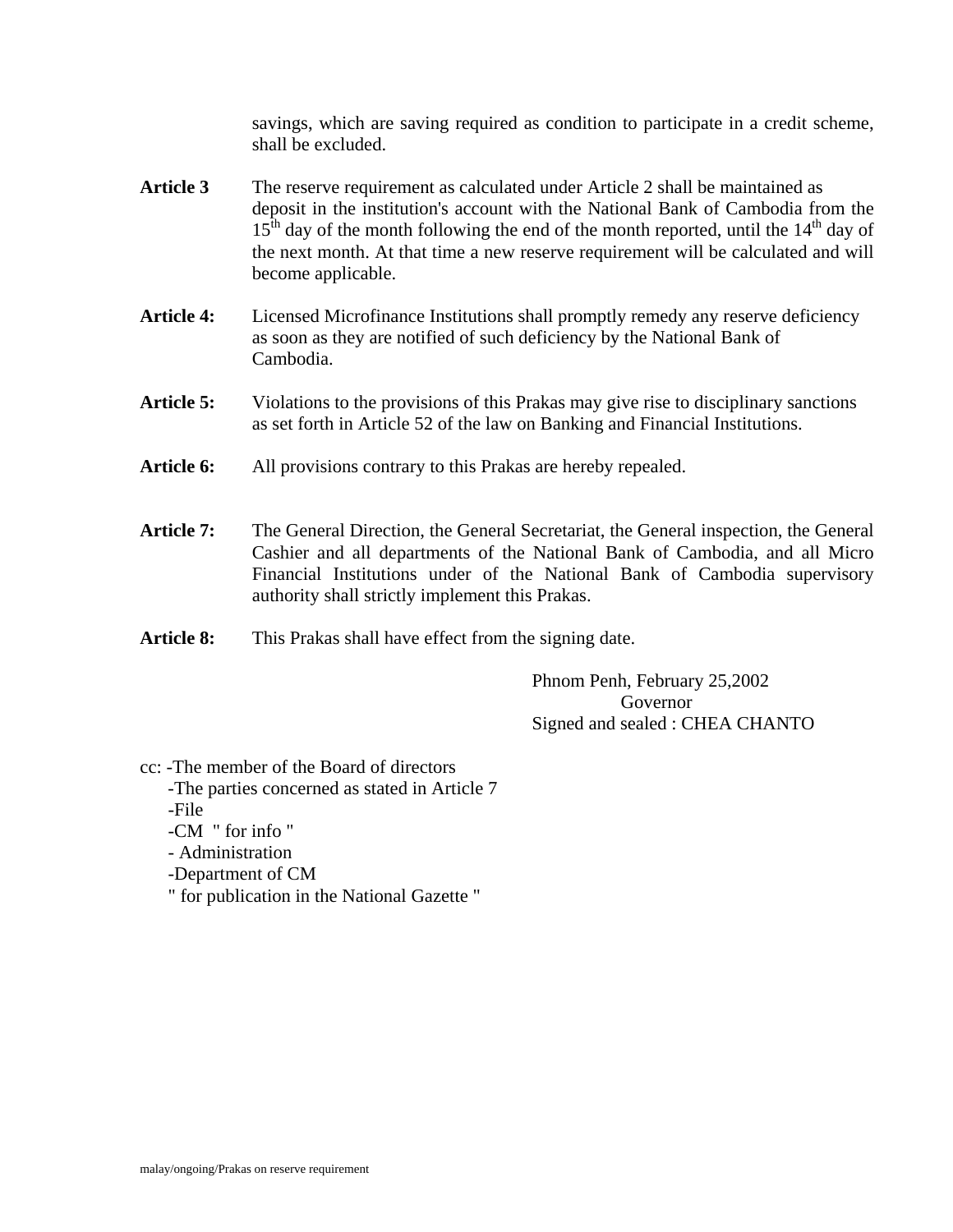savings, which are saving required as condition to participate in a credit scheme, shall be excluded.

**Article 3** The reserve requirement as calculated under Article 2 shall be maintained as deposit in the institution's account with the National Bank of Cambodia from the 15th day of the month following the end of the month reported, until the 14th day of the next month. At that time a new reserve requirement will be calculated and will become applicable.

**Article 4:** Licensed Microfinance Institutions shall promptly remedy any reserve deficiency as soon as they are notified of such deficiency by the National Bank of Cambodia.

**Article 5:** Violations to the provisions of this Prakas may give rise to disciplinary sanctions as set forth in Article 52 of the law on Banking and Financial Institutions.

**Article 6:** All provisions contrary to this Prakas are hereby repealed.

**Article 7:** The General Direction, the General Secretariat, the General inspection, the General Cashier and all departments of the National Bank of Cambodia, and all Micro Financial Institutions under of the National Bank of Cambodia supervisory authority shall strictly implement this Prakas.

**Article 8:** This Prakas shall have effect from the signing date.

Phnom Penh, February 25,2002
Governor
Signed and sealed : CHEA CHANTO

cc: -The member of the Board of directors
-The parties concerned as stated in Article 7
-File
-CM " for info "
- Administration
-Department of CM
" for publication in the National Gazette "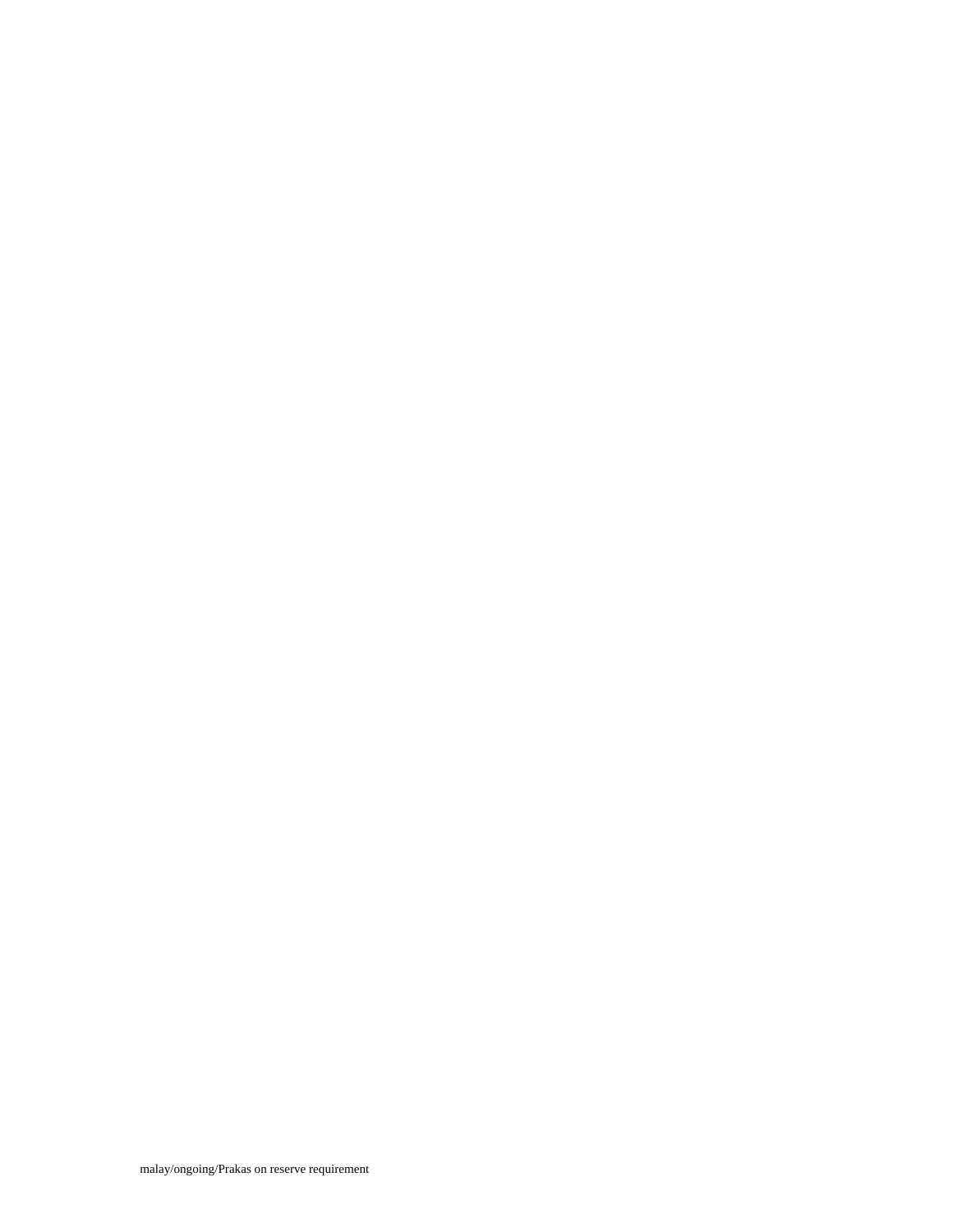malay/ongoing/Prakas on reserve requirement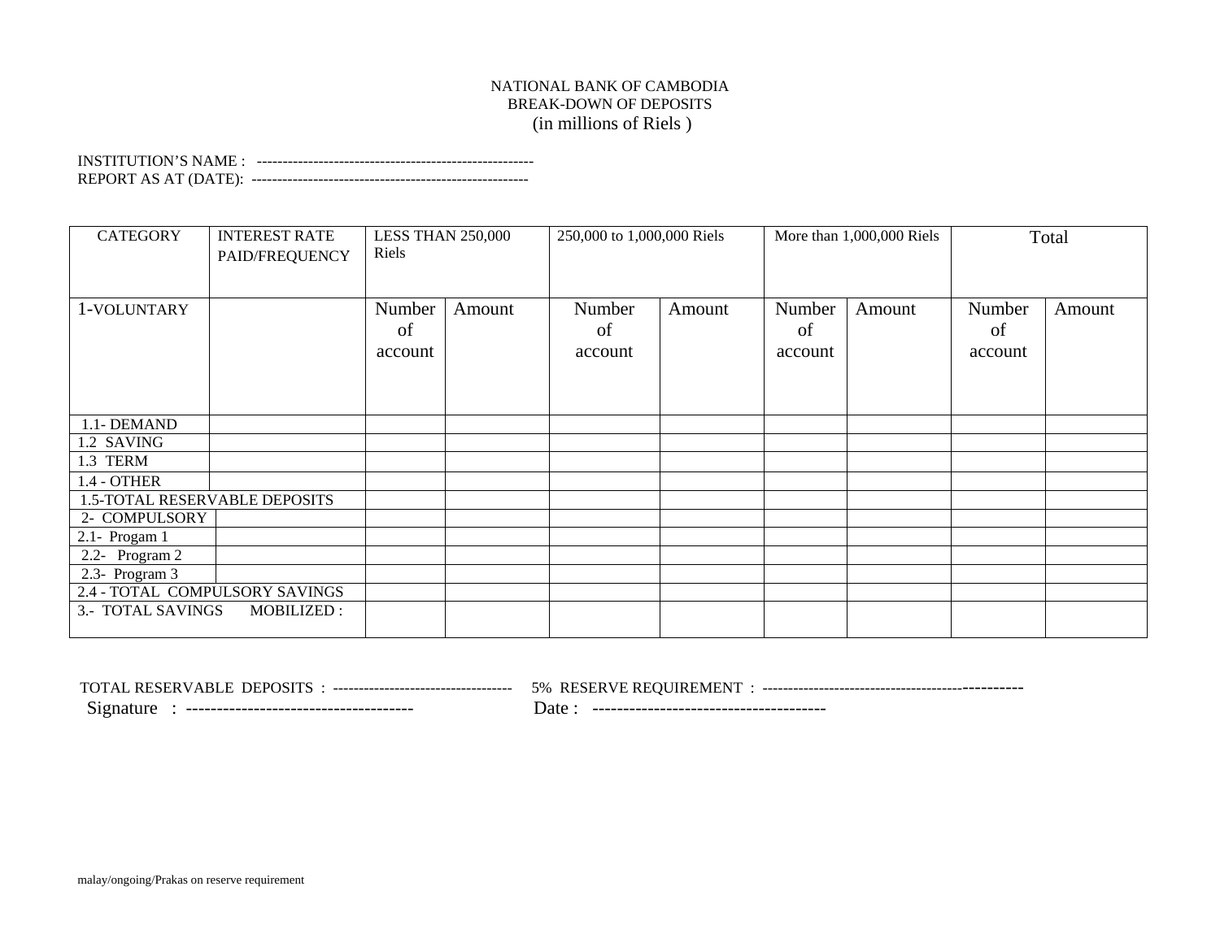NATIONAL BANK OF CAMBODIA
BREAK-DOWN OF DEPOSITS
(in millions of Riels )

INSTITUTION'S NAME : ------------------------------------------------------

REPORT AS AT (DATE): ------------------------------------------------------

| CATEGORY | INTEREST RATE PAID/FREQUENCY | LESS THAN 250,000 Riels | | 250,000 to 1,000,000 Riels | | More than 1,000,000 Riels | | Total | |
|---|---|---|---|---|---|---|---|---|---|
| 1-VOLUNTARY | | Number of account | Amount | Number of account | Amount | Number of account | Amount | Number of account | Amount |
| 1.1- DEMAND | | | | | | | | | |
| 1.2 SAVING | | | | | | | | | |
| 1.3 TERM | | | | | | | | | |
| 1.4 - OTHER | | | | | | | | | |
| 1.5-TOTAL RESERVABLE DEPOSITS | | | | | | | | | |
| 2- COMPULSORY | | | | | | | | | |
| 2.1- Progam 1 | | | | | | | | | |
| 2.2- Program 2 | | | | | | | | | |
| 2.3- Program 3 | | | | | | | | | |
| 2.4 - TOTAL COMPULSORY SAVINGS | | | | | | | | | |
| 3.- TOTAL SAVINGS MOBILIZED : | | | | | | | | | |

TOTAL RESERVABLE DEPOSITS : ----------------------------------- 5% RESERVE REQUIREMENT : ------------------------------------------------

Signature : ------------------------------------- Date : --------------------------------------

malay/ongoing/Prakas on reserve requirement